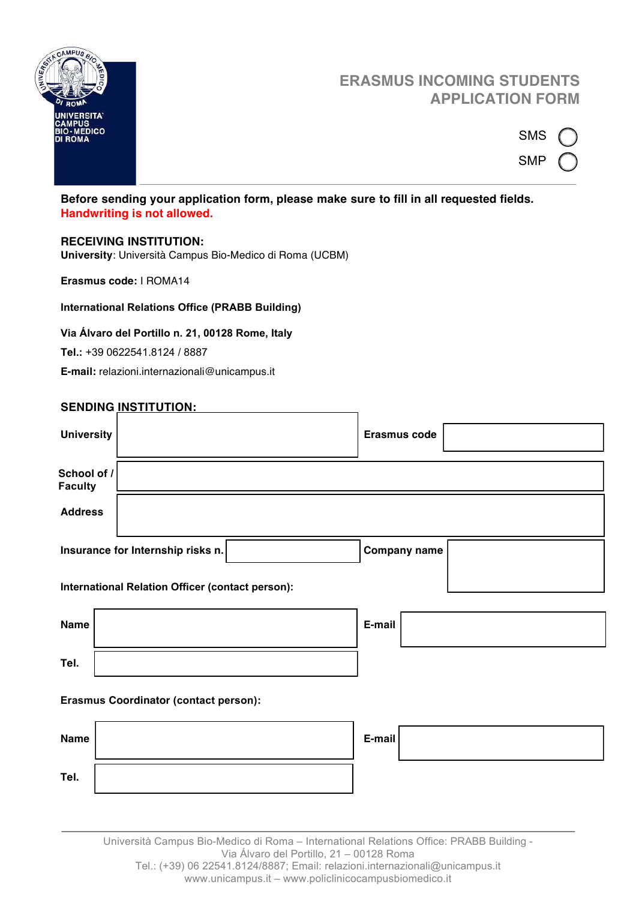# ERASMUS INCOMING STUDENTS APPLICATION FORM

SMS ◯

SMP ◯

**Before sending your application form, please make sure to fill in all requested fields.**
**Handwriting is not allowed.**

**RECEIVING INSTITUTION:**
**University**: Università Campus Bio-Medico di Roma (UCBM)

**Erasmus code:** I ROMA14

**International Relations Office (PRABB Building)**

**Via Álvaro del Portillo n. 21, 00128 Rome, Italy**

**Tel.:** +39 0622541.8124 / 8887

**E-mail:** relazioni.internazionali@unicampus.it

**SENDING INSTITUTION:**

| | | | |
|---|---|---|---|
| **University** | | **Erasmus code** | |
| **School of / Faculty** | | | |
| **Address** | | | |
| **Insurance for Internship risks n.** | | **Company name** | |

**International Relation Officer (contact person):**

| | | | |
|---|---|---|---|
| **Name** | | **E-mail** | |
| **Tel.** | | | |

**Erasmus Coordinator (contact person):**

| | | | |
|---|---|---|---|
| **Name** | | **E-mail** | |
| **Tel.** | | | |

Università Campus Bio-Medico di Roma – International Relations Office: PRABB Building - Via Álvaro del Portillo, 21 – 00128 Roma
Tel.: (+39) 06 22541.8124/8887; Email: relazioni.internazionali@unicampus.it
www.unicampus.it – www.policlinicocampusbiomedico.it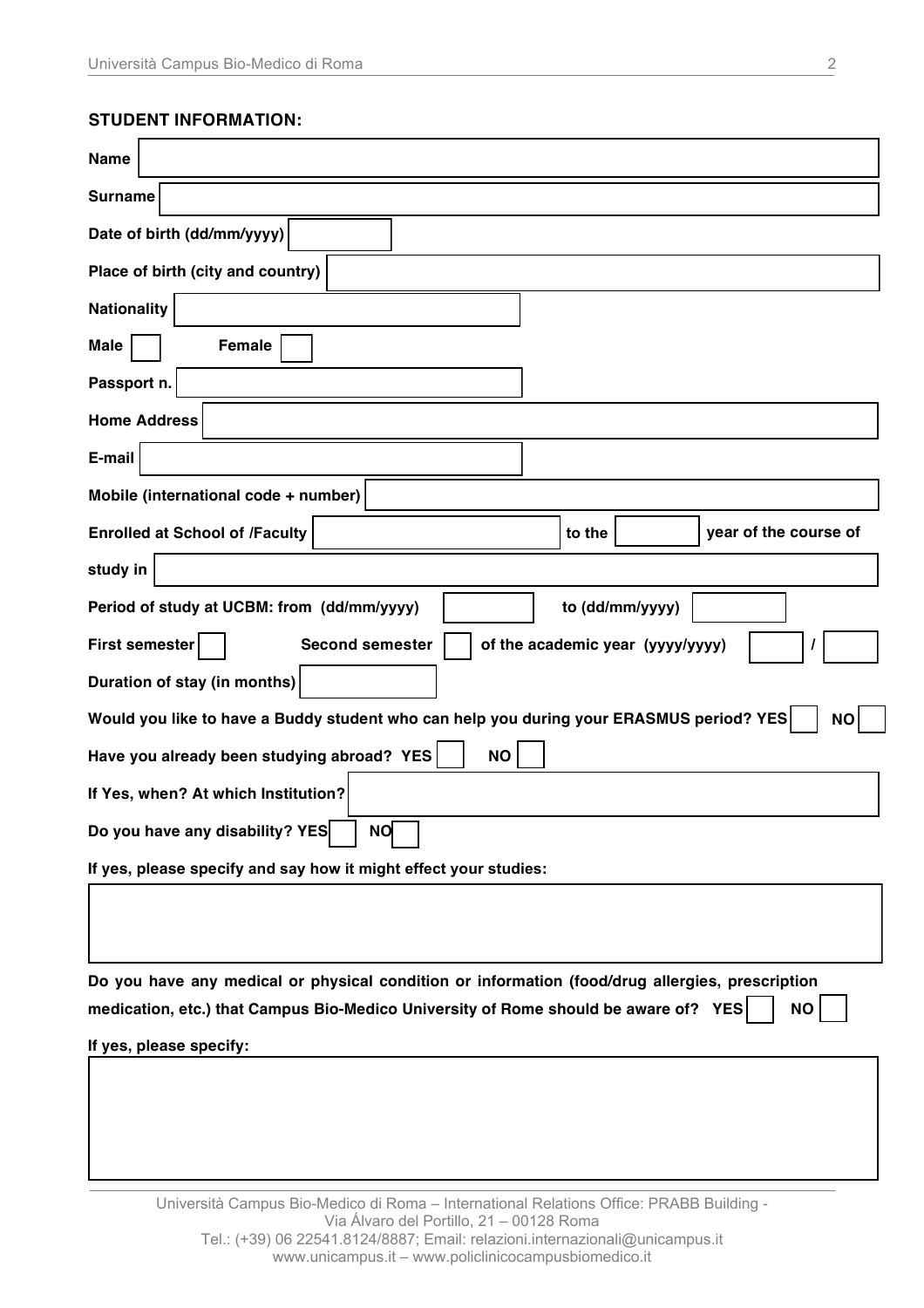**STUDENT INFORMATION:**

**Name** 

**Surname** 

**Date of birth (dd/mm/yyyy)** 

**Place of birth (city and country)** 

**Nationality** 

**Male** ☐ **Female** ☐

**Passport n.** 

**Home Address** 

**E-mail** 

**Mobile (international code + number)** 

**Enrolled at School of /Faculty** ________ **to the** ____ **year of the course of study in** 

**Period of study at UCBM: from (dd/mm/yyyy)** ________ **to (dd/mm/yyyy)** 

**First semester** ☐ **Second semester** ☐ **of the academic year (yyyy/yyyy)** ____ **/** ____

**Duration of stay (in months)** 

**Would you like to have a Buddy student who can help you during your ERASMUS period? YES** ☐ **NO** ☐

**Have you already been studying abroad? YES** ☐ **NO** ☐

**If Yes, when? At which Institution?** 

**Do you have any disability? YES** ☐ **NO** ☐

**If yes, please specify and say how it might effect your studies:**

**Do you have any medical or physical condition or information (food/drug allergies, prescription medication, etc.) that Campus Bio-Medico University of Rome should be aware of? YES** ☐ **NO** ☐

**If yes, please specify:**

Università Campus Bio-Medico di Roma – International Relations Office: PRABB Building - Via Álvaro del Portillo, 21 – 00128 Roma
Tel.: (+39) 06 22541.8124/8887; Email: relazioni.internazionali@unicampus.it
www.unicampus.it – www.policlinicocampusbiomedico.it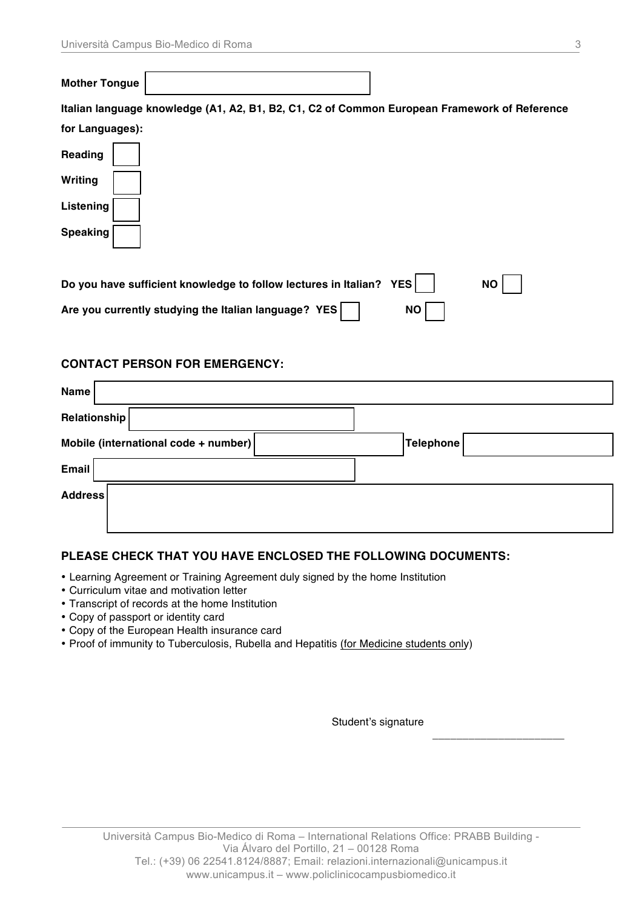**Mother Tongue**

**Italian language knowledge (A1, A2, B1, B2, C1, C2 of Common European Framework of Reference for Languages):**

**Reading**

**Writing**

**Listening**

**Speaking**

**Do you have sufficient knowledge to follow lectures in Italian? YES** ☐ **NO** ☐

**Are you currently studying the Italian language? YES** ☐ **NO** ☐

### CONTACT PERSON FOR EMERGENCY:

**Name**

**Relationship**

**Mobile (international code + number)** **Telephone**

**Email**

**Address**

### PLEASE CHECK THAT YOU HAVE ENCLOSED THE FOLLOWING DOCUMENTS:

- Learning Agreement or Training Agreement duly signed by the home Institution
- Curriculum vitae and motivation letter
- Transcript of records at the home Institution
- Copy of passport or identity card
- Copy of the European Health insurance card
- Proof of immunity to Tuberculosis, Rubella and Hepatitis (for Medicine students only)

Student's signature ______________________

Università Campus Bio-Medico di Roma – International Relations Office: PRABB Building - Via Álvaro del Portillo, 21 – 00128 Roma
Tel.: (+39) 06 22541.8124/8887; Email: relazioni.internazionali@unicampus.it
www.unicampus.it – www.policlinicocampusbiomedico.it